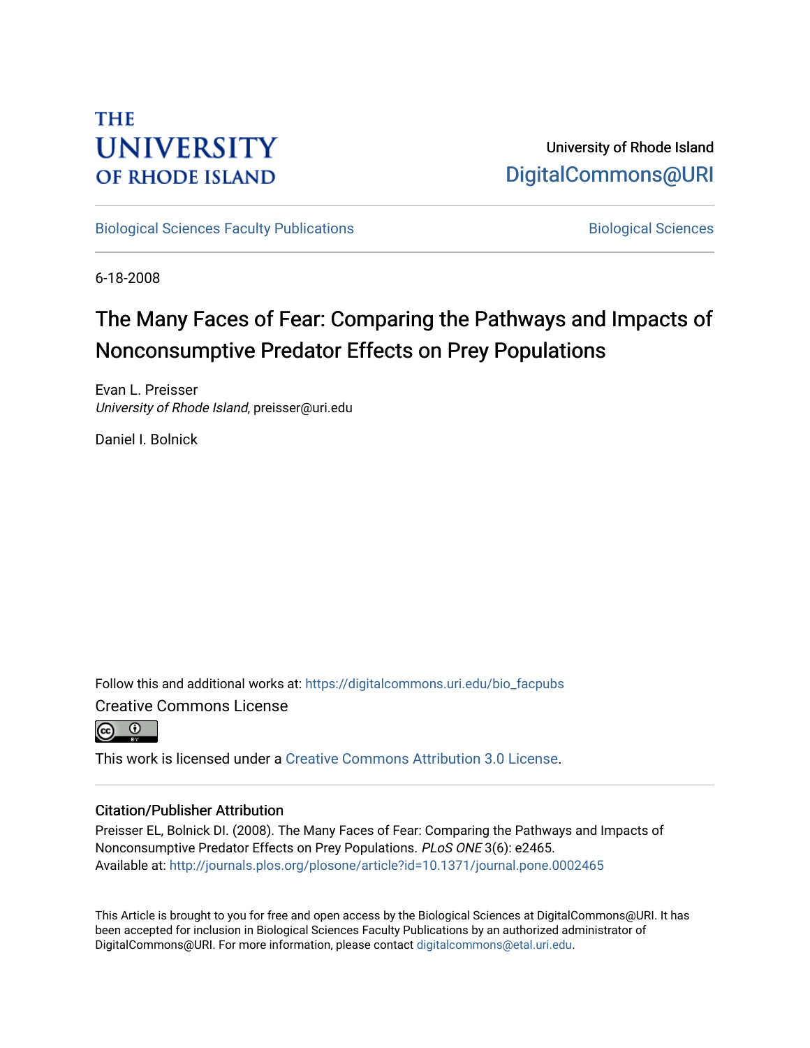THE UNIVERSITY OF RHODE ISLAND

University of Rhode Island
DigitalCommons@URI

Biological Sciences Faculty Publications

Biological Sciences

6-18-2008

# The Many Faces of Fear: Comparing the Pathways and Impacts of Nonconsumptive Predator Effects on Prey Populations

Evan L. Preisser
*University of Rhode Island*, preisser@uri.edu

Daniel I. Bolnick

Follow this and additional works at: https://digitalcommons.uri.edu/bio_facpubs

Creative Commons License

This work is licensed under a Creative Commons Attribution 3.0 License.

## Citation/Publisher Attribution

Preisser EL, Bolnick DI. (2008). The Many Faces of Fear: Comparing the Pathways and Impacts of Nonconsumptive Predator Effects on Prey Populations. *PLoS ONE* 3(6): e2465.
Available at: http://journals.plos.org/plosone/article?id=10.1371/journal.pone.0002465

This Article is brought to you for free and open access by the Biological Sciences at DigitalCommons@URI. It has been accepted for inclusion in Biological Sciences Faculty Publications by an authorized administrator of DigitalCommons@URI. For more information, please contact digitalcommons@etal.uri.edu.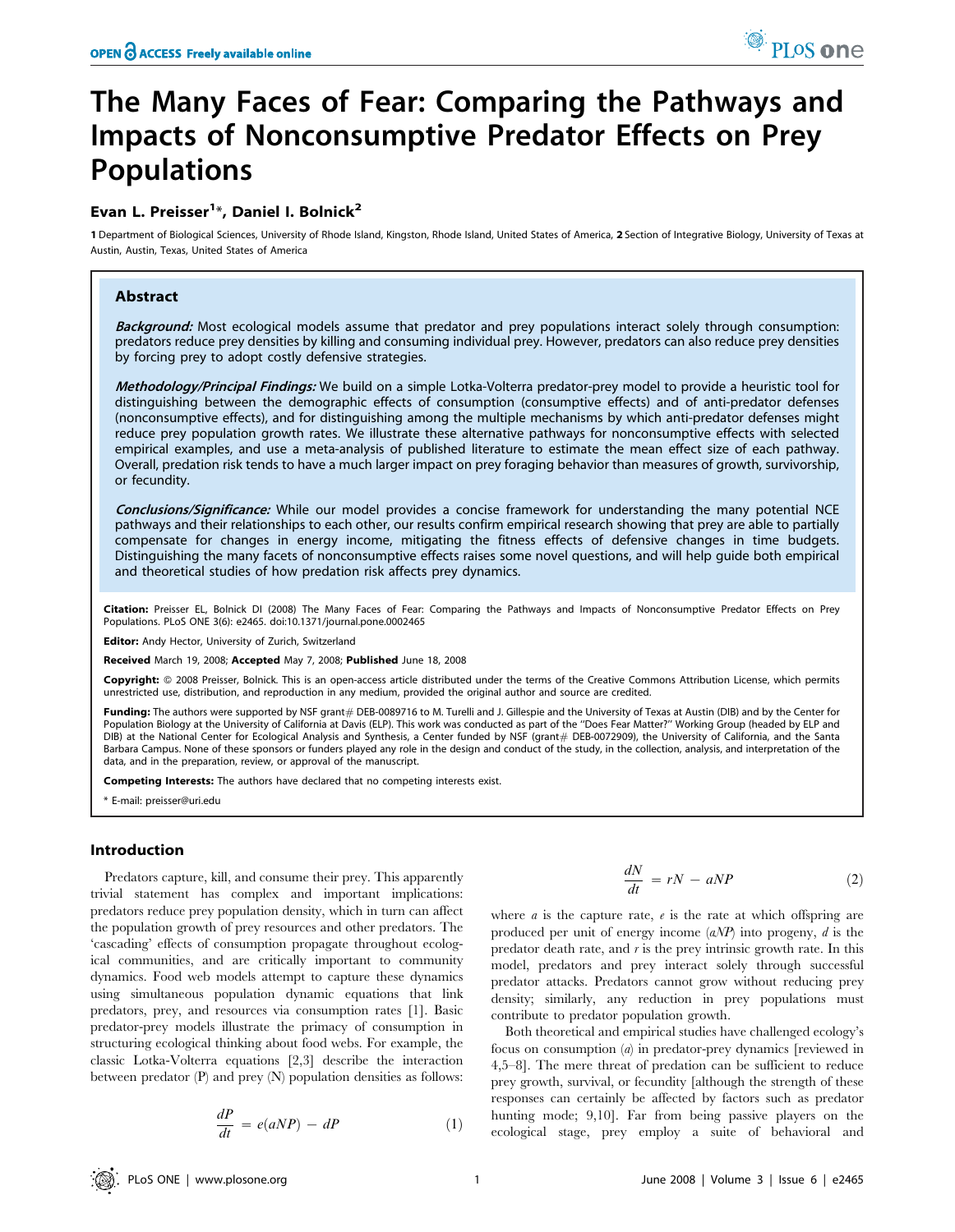# The Many Faces of Fear: Comparing the Pathways and Impacts of Nonconsumptive Predator Effects on Prey Populations

## Evan L. Preisser[1]*, Daniel I. Bolnick[2]

1 Department of Biological Sciences, University of Rhode Island, Kingston, Rhode Island, United States of America, 2 Section of Integrative Biology, University of Texas at Austin, Austin, Texas, United States of America

### Abstract

***Background:*** Most ecological models assume that predator and prey populations interact solely through consumption: predators reduce prey densities by killing and consuming individual prey. However, predators can also reduce prey densities by forcing prey to adopt costly defensive strategies.

***Methodology/Principal Findings:*** We build on a simple Lotka-Volterra predator-prey model to provide a heuristic tool for distinguishing between the demographic effects of consumption (consumptive effects) and of anti-predator defenses (nonconsumptive effects), and for distinguishing among the multiple mechanisms by which anti-predator defenses might reduce prey population growth rates. We illustrate these alternative pathways for nonconsumptive effects with selected empirical examples, and use a meta-analysis of published literature to estimate the mean effect size of each pathway. Overall, predation risk tends to have a much larger impact on prey foraging behavior than measures of growth, survivorship, or fecundity.

***Conclusions/Significance:*** While our model provides a concise framework for understanding the many potential NCE pathways and their relationships to each other, our results confirm empirical research showing that prey are able to partially compensate for changes in energy income, mitigating the fitness effects of defensive changes in time budgets. Distinguishing the many facets of nonconsumptive effects raises some novel questions, and will help guide both empirical and theoretical studies of how predation risk affects prey dynamics.

**Citation:** Preisser EL, Bolnick DI (2008) The Many Faces of Fear: Comparing the Pathways and Impacts of Nonconsumptive Predator Effects on Prey Populations. PLoS ONE 3(6): e2465. doi:10.1371/journal.pone.0002465

**Editor:** Andy Hector, University of Zurich, Switzerland

**Received** March 19, 2008; **Accepted** May 7, 2008; **Published** June 18, 2008

**Copyright:** © 2008 Preisser, Bolnick. This is an open-access article distributed under the terms of the Creative Commons Attribution License, which permits unrestricted use, distribution, and reproduction in any medium, provided the original author and source are credited.

**Funding:** The authors were supported by NSF grant# DEB-0089716 to M. Turelli and J. Gillespie and the University of Texas at Austin (DIB) and by the Center for Population Biology at the University of California at Davis (ELP). This work was conducted as part of the "Does Fear Matter?" Working Group (headed by ELP and DIB) at the National Center for Ecological Analysis and Synthesis, a Center funded by NSF (grant# DEB-0072909), the University of California, and the Santa Barbara Campus. None of these sponsors or funders played any role in the design and conduct of the study, in the collection, analysis, and interpretation of the data, and in the preparation, review, or approval of the manuscript.

**Competing Interests:** The authors have declared that no competing interests exist.

\* E-mail: preisser@uri.edu

## Introduction

Predators capture, kill, and consume their prey. This apparently trivial statement has complex and important implications: predators reduce prey population density, which in turn can affect the population growth of prey resources and other predators. The 'cascading' effects of consumption propagate throughout ecological communities, and are critically important to community dynamics. Food web models attempt to capture these dynamics using simultaneous population dynamic equations that link predators, prey, and resources via consumption rates [1]. Basic predator-prey models illustrate the primacy of consumption in structuring ecological thinking about food webs. For example, the classic Lotka-Volterra equations [2,3] describe the interaction between predator (P) and prey (N) population densities as follows:

$$\frac{dP}{dt} = e(aNP) - dP \tag{1}$$

$$\frac{dN}{dt} = rN - aNP \tag{2}$$

where $a$ is the capture rate, $e$ is the rate at which offspring are produced per unit of energy income ($aNP$) into progeny, $d$ is the predator death rate, and $r$ is the prey intrinsic growth rate. In this model, predators and prey interact solely through successful predator attacks. Predators cannot grow without reducing prey density; similarly, any reduction in prey populations must contribute to predator population growth.

Both theoretical and empirical studies have challenged ecology's focus on consumption ($a$) in predator-prey dynamics [reviewed in 4,5–8]. The mere threat of predation can be sufficient to reduce prey growth, survival, or fecundity [although the strength of these responses can certainly be affected by factors such as predator hunting mode; 9,10]. Far from being passive players on the ecological stage, prey employ a suite of behavioral and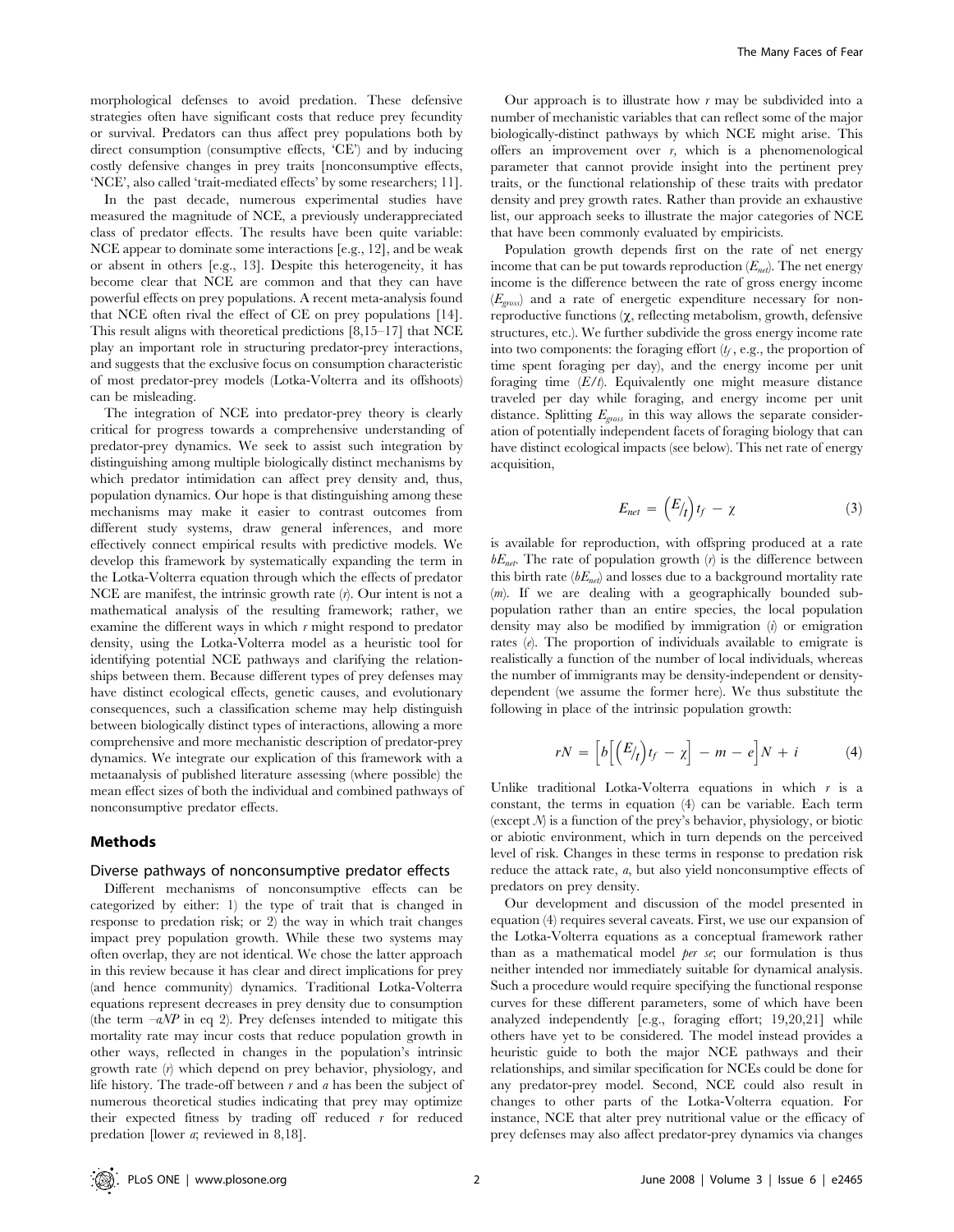morphological defenses to avoid predation. These defensive strategies often have significant costs that reduce prey fecundity or survival. Predators can thus affect prey populations both by direct consumption (consumptive effects, 'CE') and by inducing costly defensive changes in prey traits [nonconsumptive effects, 'NCE', also called 'trait-mediated effects' by some researchers; 11].

In the past decade, numerous experimental studies have measured the magnitude of NCE, a previously underappreciated class of predator effects. The results have been quite variable: NCE appear to dominate some interactions [e.g., 12], and be weak or absent in others [e.g., 13]. Despite this heterogeneity, it has become clear that NCE are common and that they can have powerful effects on prey populations. A recent meta-analysis found that NCE often rival the effect of CE on prey populations [14]. This result aligns with theoretical predictions [8,15–17] that NCE play an important role in structuring predator-prey interactions, and suggests that the exclusive focus on consumption characteristic of most predator-prey models (Lotka-Volterra and its offshoots) can be misleading.

The integration of NCE into predator-prey theory is clearly critical for progress towards a comprehensive understanding of predator-prey dynamics. We seek to assist such integration by distinguishing among multiple biologically distinct mechanisms by which predator intimidation can affect prey density and, thus, population dynamics. Our hope is that distinguishing among these mechanisms may make it easier to contrast outcomes from different study systems, draw general inferences, and more effectively connect empirical results with predictive models. We develop this framework by systematically expanding the term in the Lotka-Volterra equation through which the effects of predator NCE are manifest, the intrinsic growth rate ($r$). Our intent is not a mathematical analysis of the resulting framework; rather, we examine the different ways in which $r$ might respond to predator density, using the Lotka-Volterra model as a heuristic tool for identifying potential NCE pathways and clarifying the relationships between them. Because different types of prey defenses may have distinct ecological effects, genetic causes, and evolutionary consequences, such a classification scheme may help distinguish between biologically distinct types of interactions, allowing a more comprehensive and more mechanistic description of predator-prey dynamics. We integrate our explication of this framework with a metaanalysis of published literature assessing (where possible) the mean effect sizes of both the individual and combined pathways of nonconsumptive predator effects.

## Methods

### Diverse pathways of nonconsumptive predator effects

Different mechanisms of nonconsumptive effects can be categorized by either: 1) the type of trait that is changed in response to predation risk; or 2) the way in which trait changes impact prey population growth. While these two systems may often overlap, they are not identical. We chose the latter approach in this review because it has clear and direct implications for prey (and hence community) dynamics. Traditional Lotka-Volterra equations represent decreases in prey density due to consumption (the term $-aNP$ in eq 2). Prey defenses intended to mitigate this mortality rate may incur costs that reduce population growth in other ways, reflected in changes in the population's intrinsic growth rate ($r$) which depend on prey behavior, physiology, and life history. The trade-off between $r$ and $a$ has been the subject of numerous theoretical studies indicating that prey may optimize their expected fitness by trading off reduced $r$ for reduced predation [lower $a$; reviewed in 8,18].

Our approach is to illustrate how $r$ may be subdivided into a number of mechanistic variables that can reflect some of the major biologically-distinct pathways by which NCE might arise. This offers an improvement over $r$, which is a phenomenological parameter that cannot provide insight into the pertinent prey traits, or the functional relationship of these traits with predator density and prey growth rates. Rather than provide an exhaustive list, our approach seeks to illustrate the major categories of NCE that have been commonly evaluated by empiricists.

Population growth depends first on the rate of net energy income that can be put towards reproduction ($E_{net}$). The net energy income is the difference between the rate of gross energy income ($E_{gross}$) and a rate of energetic expenditure necessary for non-reproductive functions ($\chi$, reflecting metabolism, growth, defensive structures, etc.). We further subdivide the gross energy income rate into two components: the foraging effort ($t_f$, e.g., the proportion of time spent foraging per day), and the energy income per unit foraging time ($E/t$). Equivalently one might measure distance traveled per day while foraging, and energy income per unit distance. Splitting $E_{gross}$ in this way allows the separate consideration of potentially independent facets of foraging biology that can have distinct ecological impacts (see below). This net rate of energy acquisition,

$$E_{net} = \left(E/_t\right) t_f - \chi \tag{3}$$

is available for reproduction, with offspring produced at a rate $bE_{net}$. The rate of population growth ($r$) is the difference between this birth rate ($bE_{net}$) and losses due to a background mortality rate ($m$). If we are dealing with a geographically bounded sub-population rather than an entire species, the local population density may also be modified by immigration ($i$) or emigration rates ($e$). The proportion of individuals available to emigrate is realistically a function of the number of local individuals, whereas the number of immigrants may be density-independent or density-dependent (we assume the former here). We thus substitute the following in place of the intrinsic population growth:

$$rN = \left[b\left[\left(E/_t\right) t_f - \chi\right] - m - e\right]N + i \tag{4}$$

Unlike traditional Lotka-Volterra equations in which $r$ is a constant, the terms in equation (4) can be variable. Each term (except $N$) is a function of the prey's behavior, physiology, or biotic or abiotic environment, which in turn depends on the perceived level of risk. Changes in these terms in response to predation risk reduce the attack rate, $a$, but also yield nonconsumptive effects of predators on prey density.

Our development and discussion of the model presented in equation (4) requires several caveats. First, we use our expansion of the Lotka-Volterra equations as a conceptual framework rather than as a mathematical model *per se*; our formulation is thus neither intended nor immediately suitable for dynamical analysis. Such a procedure would require specifying the functional response curves for these different parameters, some of which have been analyzed independently [e.g., foraging effort; 19,20,21] while others have yet to be considered. The model instead provides a heuristic guide to both the major NCE pathways and their relationships, and similar specification for NCEs could be done for any predator-prey model. Second, NCE could also result in changes to other parts of the Lotka-Volterra equation. For instance, NCE that alter prey nutritional value or the efficacy of prey defenses may also affect predator-prey dynamics via changes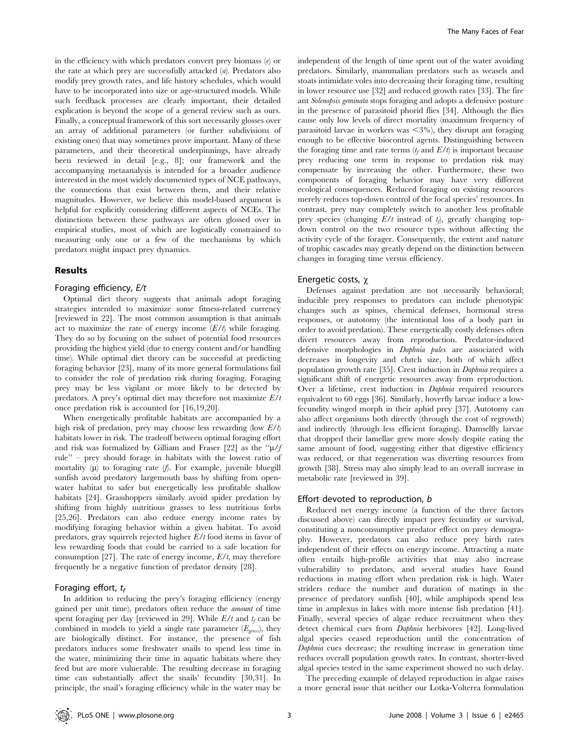in the efficiency with which predators convert prey biomass ($e$) or the rate at which prey are successfully attacked ($a$). Predators also modify prey growth rates, and life history schedules, which would have to be incorporated into size or age-structured models. While such feedback processes are clearly important, their detailed explication is beyond the scope of a general review such as ours. Finally, a conceptual framework of this sort necessarily glosses over an array of additional parameters (or further subdivisions of existing ones) that may sometimes prove important. Many of these parameters, and their theoretical underpinnings, have already been reviewed in detail [e.g., 8]; our framework and the accompanying metaanalysis is intended for a broader audience interested in the most widely documented types of NCE pathways, the connections that exist between them, and their relative magnitudes. However, we believe this model-based argument is helpful for explicitly considering different aspects of NCEs. The distinctions between these pathways are often glossed over in empirical studies, most of which are logistically constrained to measuring only one or a few of the mechanisms by which predators might impact prey dynamics.

## Results

### Foraging efficiency, $E/t$

Optimal diet theory suggests that animals adopt foraging strategies intended to maximize some fitness-related currency [reviewed in 22]. The most common assumption is that animals act to maximize the rate of energy income ($E/t$) while foraging. They do so by focusing on the subset of potential food resources providing the highest yield (due to energy content and/or handling time). While optimal diet theory can be successful at predicting foraging behavior [23], many of its more general formulations fail to consider the role of predation risk during foraging. Foraging prey may be less vigilant or more likely to be detected by predators. A prey's optimal diet may therefore not maximize $E/t$ once predation risk is accounted for [16,19,20].

When energetically profitable habitats are accompanied by a high risk of predation, prey may choose less rewarding (low $E/t$) habitats lower in risk. The tradeoff between optimal foraging effort and risk was formalized by Gilliam and Fraser [22] as the "$\mu/f$ rule" – prey should forage in habitats with the lowest ratio of mortality ($\mu$) to foraging rate ($f$). For example, juvenile bluegill sunfish avoid predatory largemouth bass by shifting from open-water habitat to safer but energetically less profitable shallow habitats [24]. Grasshoppers similarly avoid spider predation by shifting from highly nutritious grasses to less nutritious forbs [25,26]. Predators can also reduce energy income rates by modifying foraging behavior within a given habitat. To avoid predators, gray squirrels rejected higher $E/t$ food items in favor of less rewarding foods that could be carried to a safe location for consumption [27]. The rate of energy income, $E/t$, may therefore frequently be a negative function of predator density [28].

### Foraging effort, $t_f$

In addition to reducing the prey's foraging efficiency (energy gained per unit time), predators often reduce the *amount* of time spent foraging per day [reviewed in 29]. While $E/t$ and $t_f$ can be combined in models to yield a single rate parameter ($E_{gross}$), they are biologically distinct. For instance, the presence of fish predators induces some freshwater snails to spend less time in the water, minimizing their time in aquatic habitats where they feed but are more vulnerable. The resulting decrease in foraging time can substantially affect the snails' fecundity [30,31]. In principle, the snail's foraging efficiency while in the water may be independent of the length of time spent out of the water avoiding predators. Similarly, mammalian predators such as weasels and stoats intimidate voles into decreasing their foraging time, resulting in lower resource use [32] and reduced growth rates [33]. The fire ant *Solenopsis geminata* stops foraging and adopts a defensive posture in the presence of parasitoid phorid flies [34]. Although the flies cause only low levels of direct mortality (maximum frequency of parasitoid larvae in workers was <3%), they disrupt ant foraging enough to be effective biocontrol agents. Distinguishing between the foraging time and rate terms ($t_f$ and $E/t$) is important because prey reducing one term in response to predation risk may compensate by increasing the other. Furthermore, these two components of foraging behavior may have very different ecological consequences. Reduced foraging on existing resources merely reduces top-down control of the focal species' resources. In contrast, prey may completely switch to another less profitable prey species (changing $E/t$ instead of $t_f$), greatly changing top-down control on the two resource types without affecting the activity cycle of the forager. Consequently, the extent and nature of trophic cascades may greatly depend on the distinction between changes in foraging time versus efficiency.

### Energetic costs, $\chi$

Defenses against predation are not necessarily behavioral; inducible prey responses to predators can include phenotypic changes such as spines, chemical defenses, hormonal stress responses, or autotomy (the intentional loss of a body part in order to avoid predation). These energetically costly defenses often divert resources away from reproduction. Predator-induced defensive morphologies in *Daphnia pulex* are associated with decreases in longevity and clutch size, both of which affect population growth rate [35]. Crest induction in *Daphnia* requires a significant shift of energetic resources away from reproduction. Over a lifetime, crest induction in *Daphnia* required resources equivalent to 60 eggs [36]. Similarly, hoverfly larvae induce a low-fecundity winged morph in their aphid prey [37]. Autotomy can also affect organisms both directly (through the cost of regrowth) and indirectly (through less efficient foraging). Damselfly larvae that dropped their lamellae grew more slowly despite eating the same amount of food, suggesting either that digestive efficiency was reduced, or that regeneration was diverting resources from growth [38]. Stress may also simply lead to an overall increase in metabolic rate [reviewed in 39].

### Effort devoted to reproduction, $b$

Reduced net energy income (a function of the three factors discussed above) can directly impact prey fecundity or survival, constituting a nonconsumptive predator effect on prey demography. However, predators can also reduce prey birth rates independent of their effects on energy income. Attracting a mate often entails high-profile activities that may also increase vulnerability to predators, and several studies have found reductions in mating effort when predation risk is high. Water striders reduce the number and duration of matings in the presence of predatory sunfish [40], while amphipods spend less time in amplexus in lakes with more intense fish predation [41]. Finally, several species of algae reduce recruitment when they detect chemical cues from *Daphnia* herbivores [42]. Long-lived algal species ceased reproduction until the concentration of *Daphnia* cues decrease; the resulting increase in generation time reduces overall population growth rates. In contrast, shorter-lived algal species tested in the same experiment showed no such delay.

The preceding example of delayed reproduction in algae raises a more general issue that neither our Lotka-Volterra formulation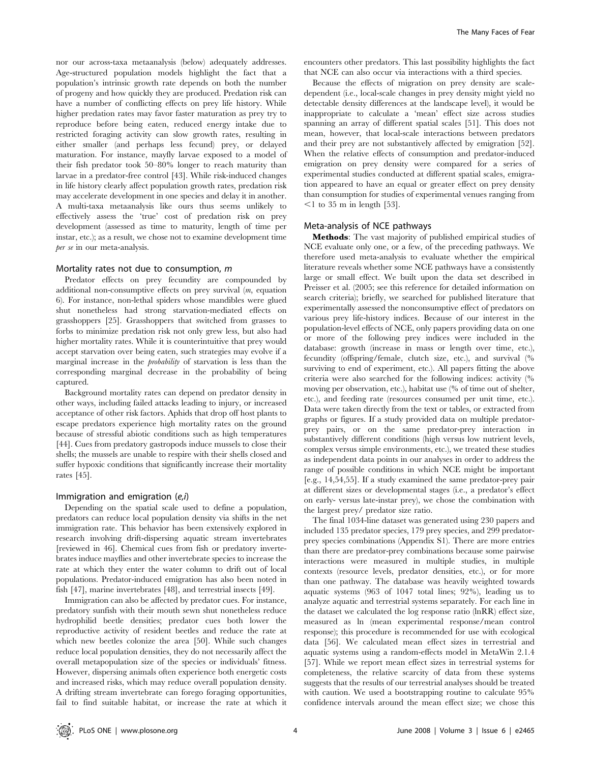nor our across-taxa metaanalysis (below) adequately addresses. Age-structured population models highlight the fact that a population's intrinsic growth rate depends on both the number of progeny and how quickly they are produced. Predation risk can have a number of conflicting effects on prey life history. While higher predation rates may favor faster maturation as prey try to reproduce before being eaten, reduced energy intake due to restricted foraging activity can slow growth rates, resulting in either smaller (and perhaps less fecund) prey, or delayed maturation. For instance, mayfly larvae exposed to a model of their fish predator took 50–80% longer to reach maturity than larvae in a predator-free control [43]. While risk-induced changes in life history clearly affect population growth rates, predation risk may accelerate development in one species and delay it in another. A multi-taxa metaanalysis like ours thus seems unlikely to effectively assess the 'true' cost of predation risk on prey development (assessed as time to maturity, length of time per instar, etc.); as a result, we chose not to examine development time *per se* in our meta-analysis.

### Mortality rates not due to consumption, $m$

Predator effects on prey fecundity are compounded by additional non-consumptive effects on prey survival ($m$, equation 6). For instance, non-lethal spiders whose mandibles were glued shut nonetheless had strong starvation-mediated effects on grasshoppers [25]. Grasshoppers that switched from grasses to forbs to minimize predation risk not only grew less, but also had higher mortality rates. While it is counterintuitive that prey would accept starvation over being eaten, such strategies may evolve if a marginal increase in the *probability* of starvation is less than the corresponding marginal decrease in the probability of being captured.

Background mortality rates can depend on predator density in other ways, including failed attacks leading to injury, or increased acceptance of other risk factors. Aphids that drop off host plants to escape predators experience high mortality rates on the ground because of stressful abiotic conditions such as high temperatures [44]. Cues from predatory gastropods induce mussels to close their shells; the mussels are unable to respire with their shells closed and suffer hypoxic conditions that significantly increase their mortality rates [45].

### Immigration and emigration ($e$,$i$)

Depending on the spatial scale used to define a population, predators can reduce local population density via shifts in the net immigration rate. This behavior has been extensively explored in research involving drift-dispersing aquatic stream invertebrates [reviewed in 46]. Chemical cues from fish or predatory invertebrates induce mayflies and other invertebrate species to increase the rate at which they enter the water column to drift out of local populations. Predator-induced emigration has also been noted in fish [47], marine invertebrates [48], and terrestrial insects [49].

Immigration can also be affected by predator cues. For instance, predatory sunfish with their mouth sewn shut nonetheless reduce hydrophilid beetle densities; predator cues both lower the reproductive activity of resident beetles and reduce the rate at which new beetles colonize the area [50]. While such changes reduce local population densities, they do not necessarily affect the overall metapopulation size of the species or individuals' fitness. However, dispersing animals often experience both energetic costs and increased risks, which may reduce overall population density. A drifting stream invertebrate can forego foraging opportunities, fail to find suitable habitat, or increase the rate at which it encounters other predators. This last possibility highlights the fact that NCE can also occur via interactions with a third species.

Because the effects of migration on prey density are scale-dependent (i.e., local-scale changes in prey density might yield no detectable density differences at the landscape level), it would be inappropriate to calculate a 'mean' effect size across studies spanning an array of different spatial scales [51]. This does not mean, however, that local-scale interactions between predators and their prey are not substantively affected by emigration [52]. When the relative effects of consumption and predator-induced emigration on prey density were compared for a series of experimental studies conducted at different spatial scales, emigration appeared to have an equal or greater effect on prey density than consumption for studies of experimental venues ranging from $<1$ to 35 m in length [53].

## Meta-analysis of NCE pathways

**Methods**: The vast majority of published empirical studies of NCE evaluate only one, or a few, of the preceding pathways. We therefore used meta-analysis to evaluate whether the empirical literature reveals whether some NCE pathways have a consistently large or small effect. We built upon the data set described in Preisser et al. (2005; see this reference for detailed information on search criteria); briefly, we searched for published literature that experimentally assessed the nonconsumptive effect of predators on various prey life-history indices. Because of our interest in the population-level effects of NCE, only papers providing data on one or more of the following prey indices were included in the database: growth (increase in mass or length over time, etc.), fecundity (offspring/female, clutch size, etc.), and survival (% surviving to end of experiment, etc.). All papers fitting the above criteria were also searched for the following indices: activity (% moving per observation, etc.), habitat use (% of time out of shelter, etc.), and feeding rate (resources consumed per unit time, etc.). Data were taken directly from the text or tables, or extracted from graphs or figures. If a study provided data on multiple predator-prey pairs, or on the same predator-prey interaction in substantively different conditions (high versus low nutrient levels, complex versus simple environments, etc.), we treated these studies as independent data points in our analyses in order to address the range of possible conditions in which NCE might be important [e.g., 14,54,55]. If a study examined the same predator-prey pair at different sizes or developmental stages (i.e., a predator's effect on early- versus late-instar prey), we chose the combination with the largest prey/ predator size ratio.

The final 1034-line dataset was generated using 230 papers and included 135 predator species, 179 prey species, and 299 predator-prey species combinations (Appendix S1). There are more entries than there are predator-prey combinations because some pairwise interactions were measured in multiple studies, in multiple contexts (resource levels, predator densities, etc.), or for more than one pathway. The database was heavily weighted towards aquatic systems (963 of 1047 total lines; 92%), leading us to analyze aquatic and terrestrial systems separately. For each line in the dataset we calculated the log response ratio (lnRR) effect size, measured as ln (mean experimental response/mean control response); this procedure is recommended for use with ecological data [56]. We calculated mean effect sizes in terrestrial and aquatic systems using a random-effects model in MetaWin 2.1.4 [57]. While we report mean effect sizes in terrestrial systems for completeness, the relative scarcity of data from these systems suggests that the results of our terrestrial analyses should be treated with caution. We used a bootstrapping routine to calculate 95% confidence intervals around the mean effect size; we chose this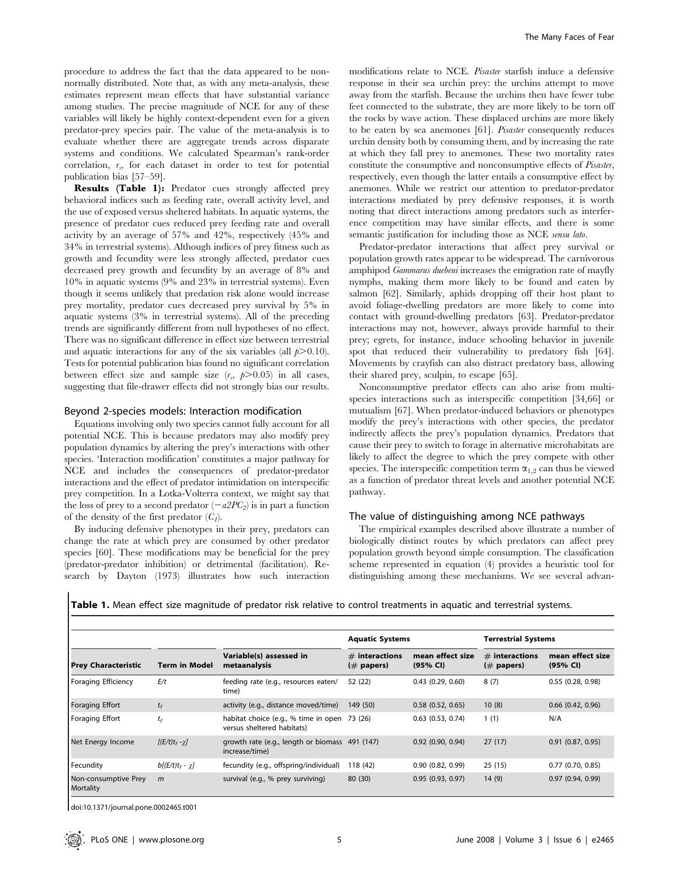procedure to address the fact that the data appeared to be non-normally distributed. Note that, as with any meta-analysis, these estimates represent mean effects that have substantial variance among studies. The precise magnitude of NCE for any of these variables will likely be highly context-dependent even for a given predator-prey species pair. The value of the meta-analysis is to evaluate whether there are aggregate trends across disparate systems and conditions. We calculated Spearman's rank-order correlation, $r_s$, for each dataset in order to test for potential publication bias [57–59].

**Results (Table 1):** Predator cues strongly affected prey behavioral indices such as feeding rate, overall activity level, and the use of exposed versus sheltered habitats. In aquatic systems, the presence of predator cues reduced prey feeding rate and overall activity by an average of 57% and 42%, respectively (45% and 34% in terrestrial systems). Although indices of prey fitness such as growth and fecundity were less strongly affected, predator cues decreased prey growth and fecundity by an average of 8% and 10% in aquatic systems (9% and 23% in terrestrial systems). Even though it seems unlikely that predation risk alone would increase prey mortality, predator cues decreased prey survival by 5% in aquatic systems (3% in terrestrial systems). All of the preceding trends are significantly different from null hypotheses of no effect. There was no significant difference in effect size between terrestrial and aquatic interactions for any of the six variables (all $p>0.10$). Tests for potential publication bias found no significant correlation between effect size and sample size ($r_s$, $p>0.05$) in all cases, suggesting that file-drawer effects did not strongly bias our results.

## Beyond 2-species models: Interaction modification

Equations involving only two species cannot fully account for all potential NCE. This is because predators may also modify prey population dynamics by altering the prey's interactions with other species. 'Interaction modification' constitutes a major pathway for NCE and includes the consequences of predator-predator interactions and the effect of predator intimidation on interspecific prey competition. In a Lotka-Volterra context, we might say that the loss of prey to a second predator ($-a2PC_2$) is in part a function of the density of the first predator ($C_1$).

By inducing defensive phenotypes in their prey, predators can change the rate at which prey are consumed by other predator species [60]. These modifications may be beneficial for the prey (predator-predator inhibition) or detrimental (facilitation). Research by Dayton (1973) illustrates how such interaction modifications relate to NCE. *Pisaster* starfish induce a defensive response in their sea urchin prey: the urchins attempt to move away from the starfish. Because the urchins then have fewer tube feet connected to the substrate, they are more likely to be torn off the rocks by wave action. These displaced urchins are more likely to be eaten by sea anemones [61]. *Pisaster* consequently reduces urchin density both by consuming them, and by increasing the rate at which they fall prey to anemones. These two mortality rates constitute the consumptive and nonconsumptive effects of *Pisaster*, respectively, even though the latter entails a consumptive effect by anemones. While we restrict our attention to predator-predator interactions mediated by prey defensive responses, it is worth noting that direct interactions among predators such as interference competition may have similar effects, and there is some semantic justification for including those as NCE *sensu lato*.

Predator-predator interactions that affect prey survival or population growth rates appear to be widespread. The carnivorous amphipod *Gammarus duebeni* increases the emigration rate of mayfly nymphs, making them more likely to be found and eaten by salmon [62]. Similarly, aphids dropping off their host plant to avoid foliage-dwelling predators are more likely to come into contact with ground-dwelling predators [63]. Predator-predator interactions may not, however, always provide harmful to their prey; egrets, for instance, induce schooling behavior in juvenile spot that reduced their vulnerability to predatory fish [64]. Movements by crayfish can also distract predatory bass, allowing their shared prey, sculpin, to escape [65].

Nonconsumptive predator effects can also arise from multi-species interactions such as interspecific competition [34,66] or mutualism [67]. When predator-induced behaviors or phenotypes modify the prey's interactions with other species, the predator indirectly affects the prey's population dynamics. Predators that cause their prey to switch to forage in alternative microhabitats are likely to affect the degree to which the prey compete with other species. The interspecific competition term $\alpha_{1,2}$ can thus be viewed as a function of predator threat levels and another potential NCE pathway.

## The value of distinguishing among NCE pathways

The empirical examples described above illustrate a number of biologically distinct routes by which predators can affect prey population growth beyond simple consumption. The classification scheme represented in equation (4) provides a heuristic tool for distinguishing among these mechanisms. We see several advan-

**Table 1.** Mean effect size magnitude of predator risk relative to control treatments in aquatic and terrestrial systems.

| | | | Aquatic Systems | | Terrestrial Systems | |
|---|---|---|---|---|---|---|
| **Prey Characteristic** | **Term in Model** | **Variable(s) assessed in metaanalysis** | **# interactions (# papers)** | **mean effect size (95% CI)** | **# interactions (# papers)** | **mean effect size (95% CI)** |
| Foraging Efficiency | $E/t$ | feeding rate (e.g., resources eaten/time) | 52 (22) | 0.43 (0.29, 0.60) | 8 (7) | 0.55 (0.28, 0.98) |
| Foraging Effort | $t_f$ | activity (e.g., distance moved/time) | 149 (50) | 0.58 (0.52, 0.65) | 10 (8) | 0.66 (0.42, 0.96) |
| Foraging Effort | $t_f$ | habitat choice (e.g., % time in open versus sheltered habitats) | 73 (26) | 0.63 (0.53, 0.74) | 1 (1) | N/A |
| Net Energy Income | $[(E/t)t_f - \chi]$ | growth rate (e.g., length or biomass increase/time) | 491 (147) | 0.92 (0.90, 0.94) | 27 (17) | 0.91 (0.87, 0.95) |
| Fecundity | $b[(E/t)t_f - \chi]$ | fecundity (e.g., offspring/individual) | 118 (42) | 0.90 (0.82, 0.99) | 25 (15) | 0.77 (0.70, 0.85) |
| Non-consumptive Prey Mortality | $m$ | survival (e.g., % prey surviving) | 80 (30) | 0.95 (0.93, 0.97) | 14 (9) | 0.97 (0.94, 0.99) |

doi:10.1371/journal.pone.0002465.t001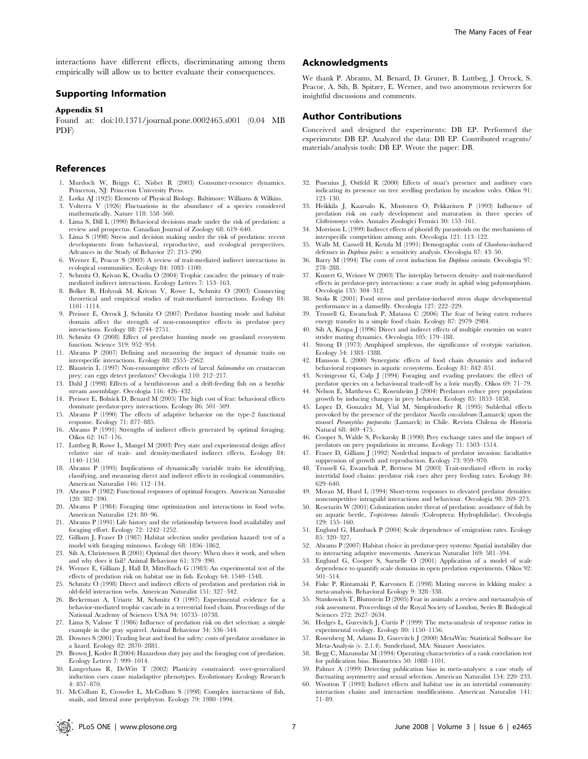interactions have different effects, discriminating among them empirically will allow us to better evaluate their consequences.

## Supporting Information

**Appendix S1**

Found at: doi:10.1371/journal.pone.0002465.s001 (0.04 MB PDF)

## Acknowledgments

We thank P. Abrams, M. Benard, D. Gruner, B. Luttbeg, J. Orrock, S. Peacor, A. Sih, B. Spitzer, E. Werner, and two anonymous reviewers for insightful discussions and comments.

## Author Contributions

Conceived and designed the experiments: DB EP. Performed the experiments: DB EP. Analyzed the data: DB EP. Contributed reagents/materials/analysis tools: DB EP. Wrote the paper: DB.

## References

1. Murdoch W, Briggs C, Nisbet R (2003) Consumer-resource dynamics. Princeton, NJ: Princeton University Press.
2. Lotka AJ (1925) Elements of Physical Biology. Baltimore: Williams & Wilkins.
3. Volterra V (1926) Fluctuations in the abundance of a species considered mathematically. Nature 118: 558–560.
4. Lima S, Dill L (1990) Behavioral decisions made under the risk of predation: a review and prospectus. Canadian Journal of Zoology 68: 619–640.
5. Lima S (1998) Stress and decision making under the risk of predation: recent developments from behavioral, reproductive, and ecological perspectives. Advances in the Study of Behavior 27: 215–290.
6. Werner E, Peacor S (2003) A review of trait-mediated indirect interactions in ecological communities. Ecology 84: 1083–1100.
7. Schmitz O, Krivan K, Ovadia O (2004) Trophic cascades: the primacy of trait-mediated indirect interactions. Ecology Letters 7: 153–163.
8. Bolker B, Holyoak M, Krivan V, Rowe L, Schmitz O (2003) Connecting theoretical and empirical studies of trait-mediated interactions. Ecology 84: 1101–1114.
9. Preisser E, Orrock J, Schmitz O (2007) Predator hunting mode and habitat domain affect the strength of non-consumptive effects in predator–prey interactions. Ecology 88: 2744–2751.
10. Schmitz O (2008) Effect of predator hunting mode on grassland ecosystem function. Science 319: 952–954.
11. Abrams P (2007) Defining and measuring the impact of dynamic traits on interspecific interactions. Ecology 88: 2555–2562.
12. Blaustein L (1997) Non-consumptive effects of larval *Salamandra* on crustacean prey: can eggs detect predators? Oecologia 110: 212–217.
13. Dahl J (1998) Effects of a benthivorous and a drift-feeding fish on a benthic stream assemblage. Oecologia 116: 426–432.
14. Preisser E, Bolnick D, Benard M (2005) The high cost of fear: behavioral effects dominate predator-prey interactions. Ecology 86: 501–509.
15. Abrams P (1990) The effects of adaptive behavior on the type-2 functional response. Ecology 71: 877–885.
16. Abrams P (1991) Strengths of indirect effects generated by optimal foraging. Oikos 62: 167–176.
17. Luttbeg B, Rowe L, Mangel M (2003) Prey state and experimental design affect relative size of trait- and density-mediated indirect effects. Ecology 84: 1140–1150.
18. Abrams P (1995) Implications of dynamically variable traits for identifying, classifying, and measuring direct and indirect effects in ecological communities. American Naturalist 146: 112–134.
19. Abrams P (1982) Functional responses of optimal foragers. American Naturalist 120: 382–390.
20. Abrams P (1984) Foraging time optimization and interactions in food webs. American Naturalist 124: 80–96.
21. Abrams P (1991) Life history and the relationship between food availability and foraging effort. Ecology 72: 1242–1252.
22. Gilliam J, Fraser D (1987) Habitat selection under predation hazard: test of a model with foraging minnows. Ecology 68: 1856–1862.
23. Sih A, Christensen B (2001) Optimal diet theory: When does it work, and when and why does it fail? Animal Behaviour 61: 379–390.
24. Werner E, Gilliam J, Hall D, Mittelbach G (1983) An experimental test of the effects of predation risk on habitat use in fish. Ecology 64: 1540–1548.
25. Schmitz O (1998) Direct and indirect effects of predation and predation risk in old-field interaction webs. American Naturalist 151: 327–342.
26. Beckerman A, Uriarte M, Schmitz O (1997) Experimental evidence for a behavior-mediated trophic cascade in a terrestrial food chain. Proceedings of the National Academy of Sciences USA 94: 10735–10738.
27. Lima S, Valone T (1986) Influence of predation risk on diet selection: a simple example in the gray squirrel. Animal Behaviour 34: 536–544.
28. Downes S (2001) Trading heat and food for safety: costs of predator avoidance in a lizard. Ecology 82: 2870–2881.
29. Brown J, Kotler B (2004) Hazardous duty pay and the foraging cost of predation. Ecology Letters 7: 999–1014.
30. Langerhans R, DeWitt T (2002) Plasticity constrained: over-generalized induction cues cause maladaptive phenotypes. Evolutionary Ecology Research 4: 857–870.
31. McCollum E, Crowder L, McCollum S (1998) Complex interactions of fish, snails, and littoral zone periphyton. Ecology 79: 1980–1994.
32. Pusenius J, Ostfeld R (2000) Effects of stoat's presence and auditory cues indicating its presence on tree seedling predation by meadow voles. Oikos 91: 123–130.
33. Heikkila J, Kaarsalo K, Mustonen O, Pekkarinen P (1993) Influence of predation risk on early development and maturation in three species of *Clethrionomys* voles. Annales Zoologici Fennici 30: 153–161.
34. Morrison L (1999) Indirect effects of phorid fly parasitoids on the mechanisms of interspecific competition among ants. Oecologia 121: 113–122.
35. Walls M, Caswell H, Ketola M (1991) Demographic costs of *Chaoborus*-induced defenses in *Daphnia pulex*: a sensitivity analysis. Oecologia 87: 43–50.
36. Barry M (1994) The costs of crest induction for *Daphnia carinata*. Oecologia 97: 278–288.
37. Kunert G, Weisser W (2003) The interplay between density- and trait-mediated effects in predator-prey interactions: a case study in aphid wing polymorphism. Oecologia 135: 304–312.
38. Stoks R (2001) Food stress and predator-induced stress shape developmental performance in a damselfly. Oecologia 127: 222–229.
39. Trussell G, Ewanchuk P, Matassa C (2006) The fear of being eaten reduces energy transfer in a simple food chain. Ecology 87: 2979–2984.
40. Sih A, Krupa J (1996) Direct and indirect effects of multiple enemies on water strider mating dynamics. Oecologia 105: 179–188.
41. Strong D (1973) Amphipod amplexus, the significance of ecotypic variation. Ecology 54: 1383–1388.
42. Hansson L (2000) Synergistic effects of food chain dynamics and induced behavioral responses in aquatic ecosystems. Ecology 81: 842–851.
43. Scrimgeour G, Culp J (1994) Foraging and evading predators: the effect of predator species on a behavioural trade-off by a lotic mayfly. Oikos 69: 71–79.
44. Nelson E, Matthews C, Rosenheim J (2004) Predators reduce prey population growth by inducing changes in prey behavior. Ecology 85: 1853–1858.
45. Lopez D, Gonzalez M, Vial M, Simpfendorfer R (1995) Sublethal effects provoked by the presence of the predator *Nucella crassilabrum* (Lamarck) upon the mussel *Perumytilus purpuratus* (Lamarck) in Chile. Revista Chilena de Historia Natural 68: 469–475.
46. Cooper S, Walde S, Peckarsky B (1990) Prey exchange rates and the impact of predators on prey populations in streams. Ecology 71: 1503–1514.
47. Fraser D, Gilliam J (1992) Nonlethal impacts of predator invasion: facultative suppression of growth and reproduction. Ecology 73: 959–970.
48. Trussell G, Ewanchuk P, Bertness M (2003) Trait-mediated effects in rocky intertidal food chains: predator risk cues alter prey feeding rates. Ecology 84: 629–640.
49. Moran M, Hurd L (1994) Short-term responses to elevated predator densities: noncompetitive intraguild interactions and behaviour. Oecologia 98: 269–273.
50. Resetarits W (2001) Colonization under threat of predation: avoidance of fish by an aquatic beetle, *Tropisternus lateralis* (Coleoptera: Hydrophilidae). Oecologia 129: 155–160.
51. Englund G, Hamback P (2004) Scale dependence of emigration rates. Ecology 85: 320–327.
52. Abrams P (2007) Habitat choice in predator-prey systems: Spatial instability due to interacting adaptive movements. American Naturalist 169: 581–594.
53. Englund G, Cooper S, Sarnelle O (2001) Application of a model of scale dependence to quantify scale domains in open predation experiments. Oikos 92: 501–514.
54. Fiske P, Rintamäki P, Karvonen E (1998) Mating success in lekking males: a meta-analysis. Behavioral Ecology 9: 328–338.
55. Stankowich T, Blumstein D (2005) Fear in animals: a review and metaanalysis of risk assessment. Proceedings of the Royal Society of London, Series B: Biological Sciences 272: 2627–2634.
56. Hedges L, Gurevitch J, Curtis P (1999) The meta-analysis of response ratios in experimental ecology. Ecology 80: 1150–1156.
57. Rosenberg M, Adams D, Gurevitch J (2000) MetaWin: Statistical Software for Meta-Analysis (v. 2.1.4). Sunderland, MA: Sinauer Associates.
58. Begg C, Mazumdar M (1994) Operating characteristics of a rank correlation test for publication bias. Biometrics 50: 1088–1101.
59. Palmer A (1999) Detecting publication bias in meta-analyses: a case study of fluctuating asymmetry and sexual selection. American Naturalist 154: 220–233.
60. Wootton T (1993) Indirect effects and habitat use in an intertidal community: interaction chains and interaction modifications. American Naturalist 141: 71–89.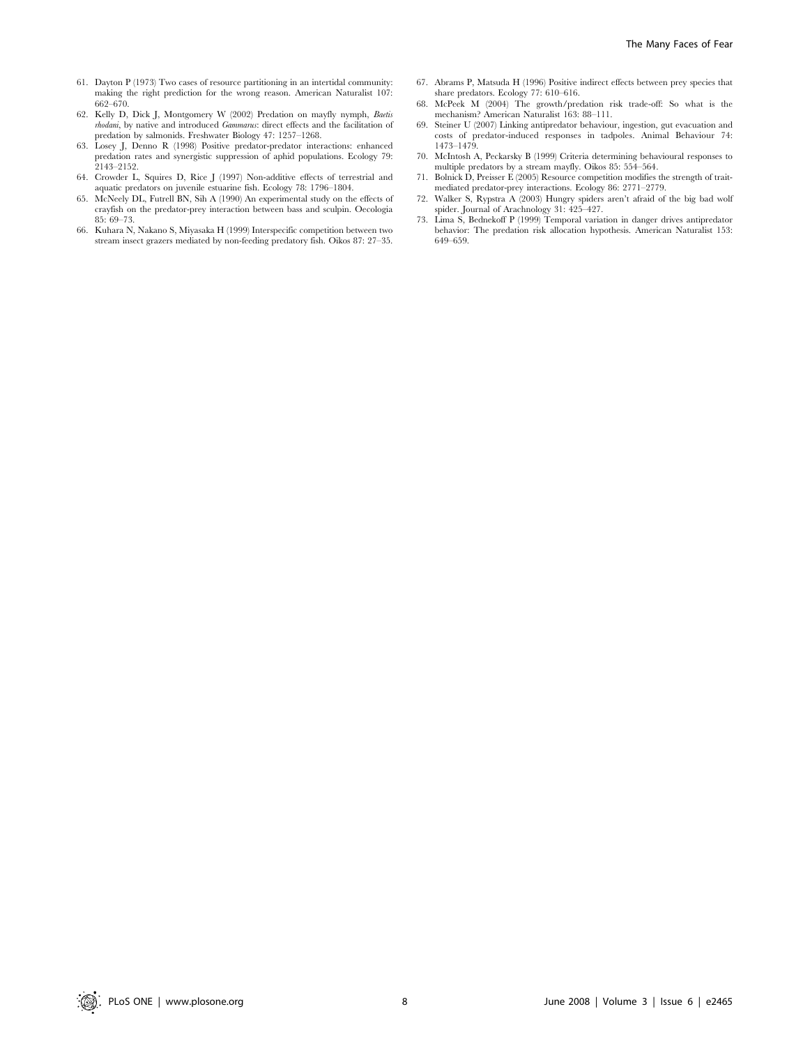61. Dayton P (1973) Two cases of resource partitioning in an intertidal community: making the right prediction for the wrong reason. American Naturalist 107: 662–670.
62. Kelly D, Dick J, Montgomery W (2002) Predation on mayfly nymph, *Baetis rhodani*, by native and introduced *Gammarus*: direct effects and the facilitation of predation by salmonids. Freshwater Biology 47: 1257–1268.
63. Losey J, Denno R (1998) Positive predator-predator interactions: enhanced predation rates and synergistic suppression of aphid populations. Ecology 79: 2143–2152.
64. Crowder L, Squires D, Rice J (1997) Non-additive effects of terrestrial and aquatic predators on juvenile estuarine fish. Ecology 78: 1796–1804.
65. McNeely DL, Futrell BN, Sih A (1990) An experimental study on the effects of crayfish on the predator-prey interaction between bass and sculpin. Oecologia 85: 69–73.
66. Kuhara N, Nakano S, Miyasaka H (1999) Interspecific competition between two stream insect grazers mediated by non-feeding predatory fish. Oikos 87: 27–35.
67. Abrams P, Matsuda H (1996) Positive indirect effects between prey species that share predators. Ecology 77: 610–616.
68. McPeek M (2004) The growth/predation risk trade-off: So what is the mechanism? American Naturalist 163: 88–111.
69. Steiner U (2007) Linking antipredator behaviour, ingestion, gut evacuation and costs of predator-induced responses in tadpoles. Animal Behaviour 74: 1473–1479.
70. McIntosh A, Peckarsky B (1999) Criteria determining behavioural responses to multiple predators by a stream mayfly. Oikos 85: 554–564.
71. Bolnick D, Preisser E (2005) Resource competition modifies the strength of trait-mediated predator-prey interactions. Ecology 86: 2771–2779.
72. Walker S, Rypstra A (2003) Hungry spiders aren't afraid of the big bad wolf spider. Journal of Arachnology 31: 425–427.
73. Lima S, Bednekoff P (1999) Temporal variation in danger drives antipredator behavior: The predation risk allocation hypothesis. American Naturalist 153: 649–659.